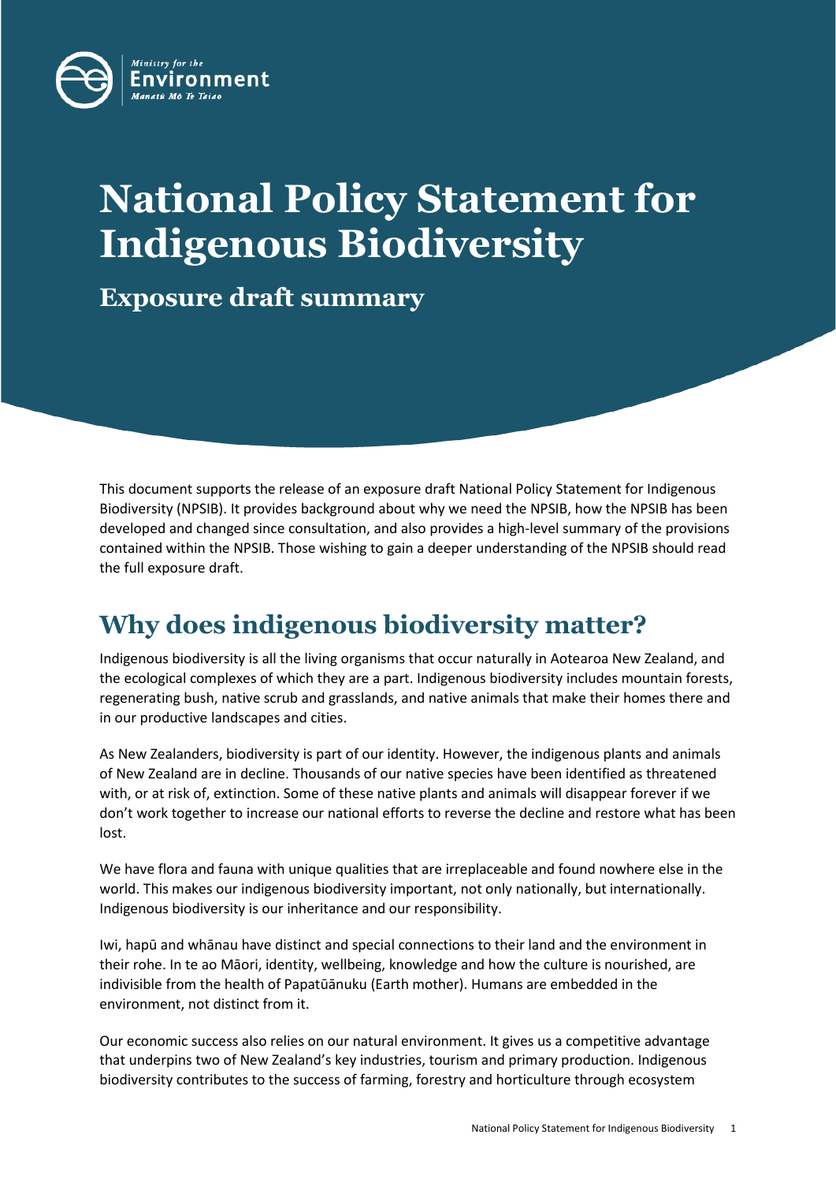Ministry for the Environment
Manatū Mō Te Taiao

# National Policy Statement for Indigenous Biodiversity

## Exposure draft summary

This document supports the release of an exposure draft National Policy Statement for Indigenous Biodiversity (NPSIB). It provides background about why we need the NPSIB, how the NPSIB has been developed and changed since consultation, and also provides a high-level summary of the provisions contained within the NPSIB. Those wishing to gain a deeper understanding of the NPSIB should read the full exposure draft.

## Why does indigenous biodiversity matter?

Indigenous biodiversity is all the living organisms that occur naturally in Aotearoa New Zealand, and the ecological complexes of which they are a part. Indigenous biodiversity includes mountain forests, regenerating bush, native scrub and grasslands, and native animals that make their homes there and in our productive landscapes and cities.

As New Zealanders, biodiversity is part of our identity. However, the indigenous plants and animals of New Zealand are in decline. Thousands of our native species have been identified as threatened with, or at risk of, extinction. Some of these native plants and animals will disappear forever if we don't work together to increase our national efforts to reverse the decline and restore what has been lost.

We have flora and fauna with unique qualities that are irreplaceable and found nowhere else in the world. This makes our indigenous biodiversity important, not only nationally, but internationally. Indigenous biodiversity is our inheritance and our responsibility.

Iwi, hapū and whānau have distinct and special connections to their land and the environment in their rohe. In te ao Māori, identity, wellbeing, knowledge and how the culture is nourished, are indivisible from the health of Papatūānuku (Earth mother). Humans are embedded in the environment, not distinct from it.

Our economic success also relies on our natural environment. It gives us a competitive advantage that underpins two of New Zealand's key industries, tourism and primary production. Indigenous biodiversity contributes to the success of farming, forestry and horticulture through ecosystem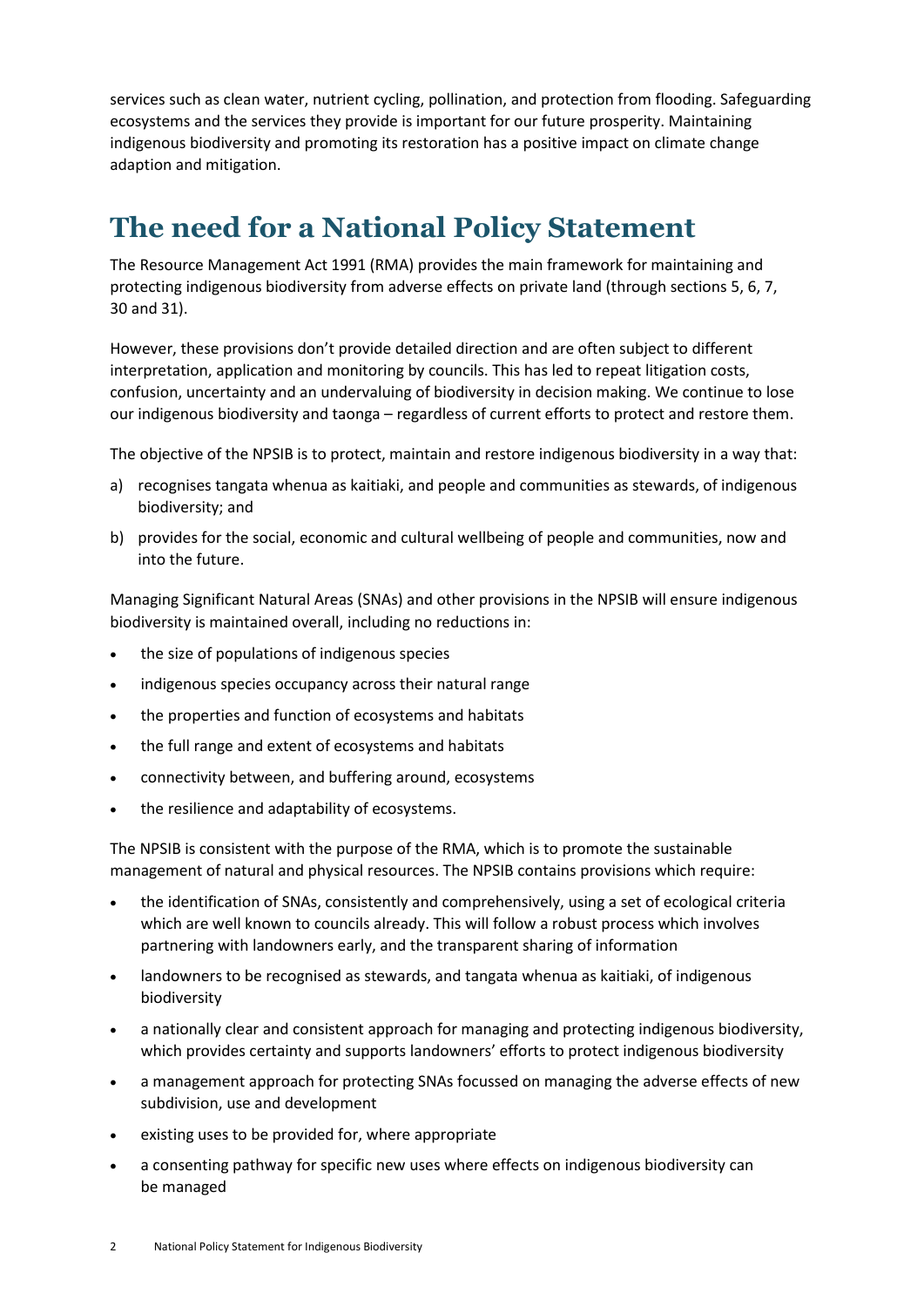services such as clean water, nutrient cycling, pollination, and protection from flooding. Safeguarding ecosystems and the services they provide is important for our future prosperity. Maintaining indigenous biodiversity and promoting its restoration has a positive impact on climate change adaption and mitigation.

## The need for a National Policy Statement

The Resource Management Act 1991 (RMA) provides the main framework for maintaining and protecting indigenous biodiversity from adverse effects on private land (through sections 5, 6, 7, 30 and 31).

However, these provisions don't provide detailed direction and are often subject to different interpretation, application and monitoring by councils. This has led to repeat litigation costs, confusion, uncertainty and an undervaluing of biodiversity in decision making. We continue to lose our indigenous biodiversity and taonga – regardless of current efforts to protect and restore them.

The objective of the NPSIB is to protect, maintain and restore indigenous biodiversity in a way that:

a) recognises tangata whenua as kaitiaki, and people and communities as stewards, of indigenous biodiversity; and
b) provides for the social, economic and cultural wellbeing of people and communities, now and into the future.

Managing Significant Natural Areas (SNAs) and other provisions in the NPSIB will ensure indigenous biodiversity is maintained overall, including no reductions in:

- the size of populations of indigenous species
- indigenous species occupancy across their natural range
- the properties and function of ecosystems and habitats
- the full range and extent of ecosystems and habitats
- connectivity between, and buffering around, ecosystems
- the resilience and adaptability of ecosystems.

The NPSIB is consistent with the purpose of the RMA, which is to promote the sustainable management of natural and physical resources. The NPSIB contains provisions which require:

- the identification of SNAs, consistently and comprehensively, using a set of ecological criteria which are well known to councils already. This will follow a robust process which involves partnering with landowners early, and the transparent sharing of information
- landowners to be recognised as stewards, and tangata whenua as kaitiaki, of indigenous biodiversity
- a nationally clear and consistent approach for managing and protecting indigenous biodiversity, which provides certainty and supports landowners' efforts to protect indigenous biodiversity
- a management approach for protecting SNAs focussed on managing the adverse effects of new subdivision, use and development
- existing uses to be provided for, where appropriate
- a consenting pathway for specific new uses where effects on indigenous biodiversity can be managed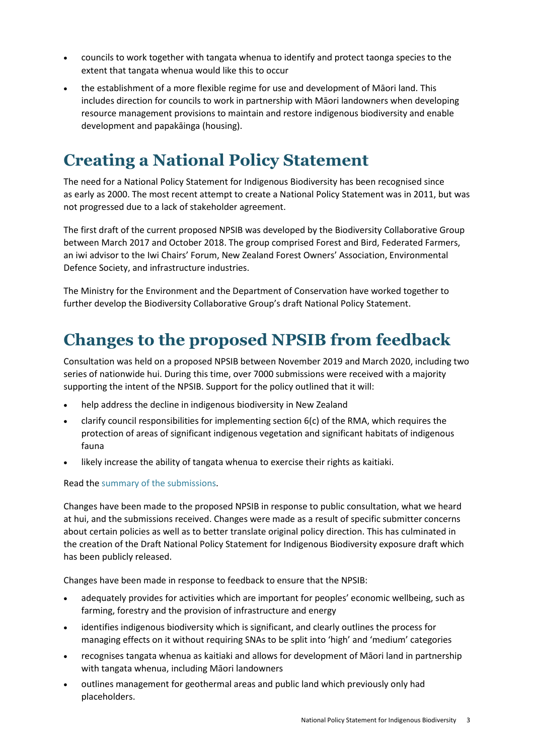- councils to work together with tangata whenua to identify and protect taonga species to the extent that tangata whenua would like this to occur
- the establishment of a more flexible regime for use and development of Māori land. This includes direction for councils to work in partnership with Māori landowners when developing resource management provisions to maintain and restore indigenous biodiversity and enable development and papakāinga (housing).

## Creating a National Policy Statement

The need for a National Policy Statement for Indigenous Biodiversity has been recognised since as early as 2000. The most recent attempt to create a National Policy Statement was in 2011, but was not progressed due to a lack of stakeholder agreement.

The first draft of the current proposed NPSIB was developed by the Biodiversity Collaborative Group between March 2017 and October 2018. The group comprised Forest and Bird, Federated Farmers, an iwi advisor to the Iwi Chairs' Forum, New Zealand Forest Owners' Association, Environmental Defence Society, and infrastructure industries.

The Ministry for the Environment and the Department of Conservation have worked together to further develop the Biodiversity Collaborative Group's draft National Policy Statement.

## Changes to the proposed NPSIB from feedback

Consultation was held on a proposed NPSIB between November 2019 and March 2020, including two series of nationwide hui. During this time, over 7000 submissions were received with a majority supporting the intent of the NPSIB. Support for the policy outlined that it will:

- help address the decline in indigenous biodiversity in New Zealand
- clarify council responsibilities for implementing section 6(c) of the RMA, which requires the protection of areas of significant indigenous vegetation and significant habitats of indigenous fauna
- likely increase the ability of tangata whenua to exercise their rights as kaitiaki.

Read the summary of the submissions.

Changes have been made to the proposed NPSIB in response to public consultation, what we heard at hui, and the submissions received. Changes were made as a result of specific submitter concerns about certain policies as well as to better translate original policy direction. This has culminated in the creation of the Draft National Policy Statement for Indigenous Biodiversity exposure draft which has been publicly released.

Changes have been made in response to feedback to ensure that the NPSIB:

- adequately provides for activities which are important for peoples' economic wellbeing, such as farming, forestry and the provision of infrastructure and energy
- identifies indigenous biodiversity which is significant, and clearly outlines the process for managing effects on it without requiring SNAs to be split into 'high' and 'medium' categories
- recognises tangata whenua as kaitiaki and allows for development of Māori land in partnership with tangata whenua, including Māori landowners
- outlines management for geothermal areas and public land which previously only had placeholders.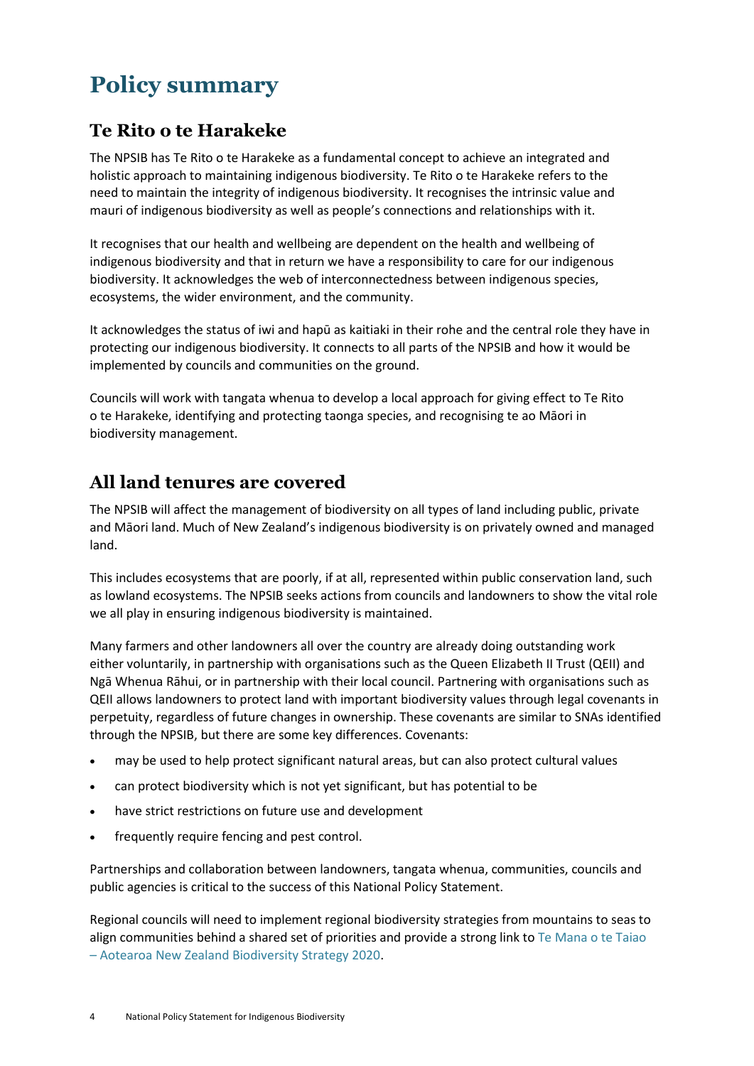# Policy summary

## Te Rito o te Harakeke

The NPSIB has Te Rito o te Harakeke as a fundamental concept to achieve an integrated and holistic approach to maintaining indigenous biodiversity. Te Rito o te Harakeke refers to the need to maintain the integrity of indigenous biodiversity. It recognises the intrinsic value and mauri of indigenous biodiversity as well as people's connections and relationships with it.

It recognises that our health and wellbeing are dependent on the health and wellbeing of indigenous biodiversity and that in return we have a responsibility to care for our indigenous biodiversity. It acknowledges the web of interconnectedness between indigenous species, ecosystems, the wider environment, and the community.

It acknowledges the status of iwi and hapū as kaitiaki in their rohe and the central role they have in protecting our indigenous biodiversity. It connects to all parts of the NPSIB and how it would be implemented by councils and communities on the ground.

Councils will work with tangata whenua to develop a local approach for giving effect to Te Rito o te Harakeke, identifying and protecting taonga species, and recognising te ao Māori in biodiversity management.

## All land tenures are covered

The NPSIB will affect the management of biodiversity on all types of land including public, private and Māori land. Much of New Zealand's indigenous biodiversity is on privately owned and managed land.

This includes ecosystems that are poorly, if at all, represented within public conservation land, such as lowland ecosystems. The NPSIB seeks actions from councils and landowners to show the vital role we all play in ensuring indigenous biodiversity is maintained.

Many farmers and other landowners all over the country are already doing outstanding work either voluntarily, in partnership with organisations such as the Queen Elizabeth II Trust (QEII) and Ngā Whenua Rāhui, or in partnership with their local council. Partnering with organisations such as QEII allows landowners to protect land with important biodiversity values through legal covenants in perpetuity, regardless of future changes in ownership. These covenants are similar to SNAs identified through the NPSIB, but there are some key differences. Covenants:

- may be used to help protect significant natural areas, but can also protect cultural values
- can protect biodiversity which is not yet significant, but has potential to be
- have strict restrictions on future use and development
- frequently require fencing and pest control.

Partnerships and collaboration between landowners, tangata whenua, communities, councils and public agencies is critical to the success of this National Policy Statement.

Regional councils will need to implement regional biodiversity strategies from mountains to seas to align communities behind a shared set of priorities and provide a strong link to Te Mana o te Taiao – Aotearoa New Zealand Biodiversity Strategy 2020.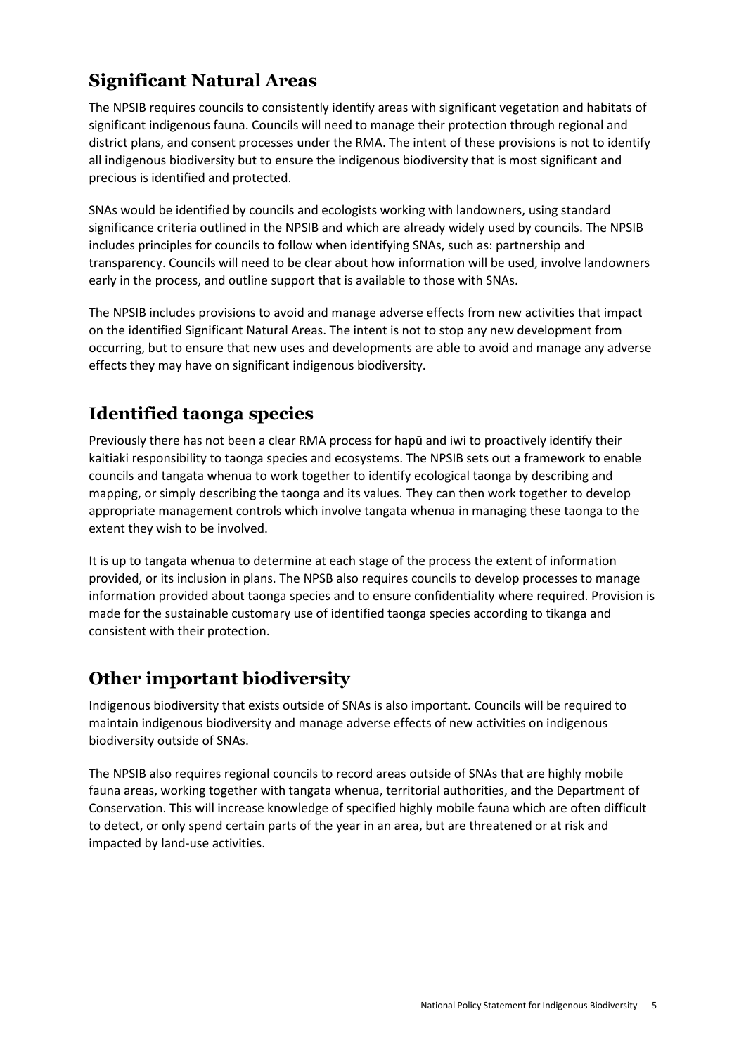## Significant Natural Areas

The NPSIB requires councils to consistently identify areas with significant vegetation and habitats of significant indigenous fauna. Councils will need to manage their protection through regional and district plans, and consent processes under the RMA. The intent of these provisions is not to identify all indigenous biodiversity but to ensure the indigenous biodiversity that is most significant and precious is identified and protected.

SNAs would be identified by councils and ecologists working with landowners, using standard significance criteria outlined in the NPSIB and which are already widely used by councils. The NPSIB includes principles for councils to follow when identifying SNAs, such as: partnership and transparency. Councils will need to be clear about how information will be used, involve landowners early in the process, and outline support that is available to those with SNAs.

The NPSIB includes provisions to avoid and manage adverse effects from new activities that impact on the identified Significant Natural Areas. The intent is not to stop any new development from occurring, but to ensure that new uses and developments are able to avoid and manage any adverse effects they may have on significant indigenous biodiversity.

## Identified taonga species

Previously there has not been a clear RMA process for hapū and iwi to proactively identify their kaitiaki responsibility to taonga species and ecosystems. The NPSIB sets out a framework to enable councils and tangata whenua to work together to identify ecological taonga by describing and mapping, or simply describing the taonga and its values. They can then work together to develop appropriate management controls which involve tangata whenua in managing these taonga to the extent they wish to be involved.

It is up to tangata whenua to determine at each stage of the process the extent of information provided, or its inclusion in plans. The NPSB also requires councils to develop processes to manage information provided about taonga species and to ensure confidentiality where required. Provision is made for the sustainable customary use of identified taonga species according to tikanga and consistent with their protection.

## Other important biodiversity

Indigenous biodiversity that exists outside of SNAs is also important. Councils will be required to maintain indigenous biodiversity and manage adverse effects of new activities on indigenous biodiversity outside of SNAs.

The NPSIB also requires regional councils to record areas outside of SNAs that are highly mobile fauna areas, working together with tangata whenua, territorial authorities, and the Department of Conservation. This will increase knowledge of specified highly mobile fauna which are often difficult to detect, or only spend certain parts of the year in an area, but are threatened or at risk and impacted by land-use activities.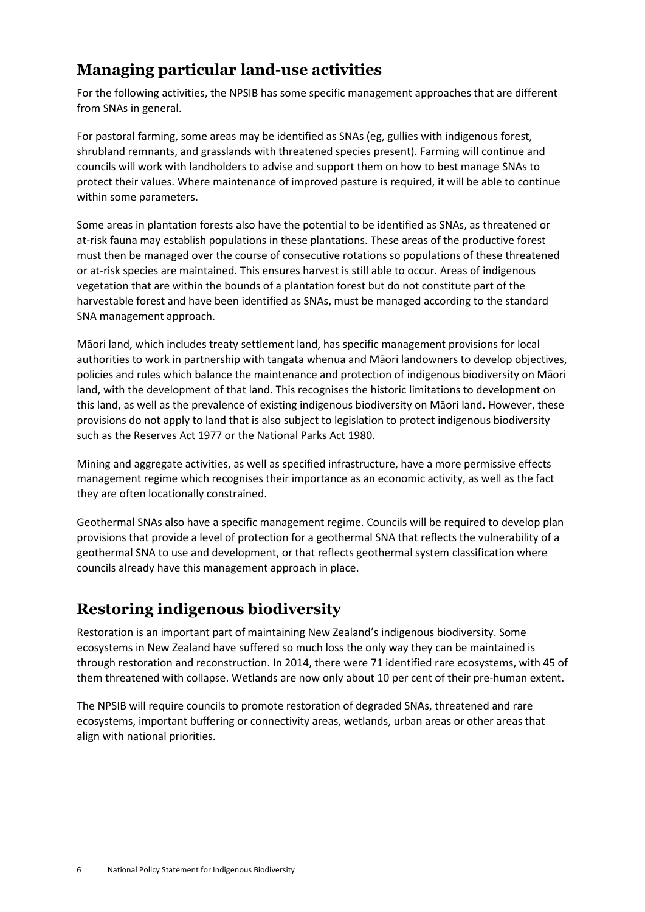## Managing particular land-use activities

For the following activities, the NPSIB has some specific management approaches that are different from SNAs in general.

For pastoral farming, some areas may be identified as SNAs (eg, gullies with indigenous forest, shrubland remnants, and grasslands with threatened species present). Farming will continue and councils will work with landholders to advise and support them on how to best manage SNAs to protect their values. Where maintenance of improved pasture is required, it will be able to continue within some parameters.

Some areas in plantation forests also have the potential to be identified as SNAs, as threatened or at-risk fauna may establish populations in these plantations. These areas of the productive forest must then be managed over the course of consecutive rotations so populations of these threatened or at-risk species are maintained. This ensures harvest is still able to occur. Areas of indigenous vegetation that are within the bounds of a plantation forest but do not constitute part of the harvestable forest and have been identified as SNAs, must be managed according to the standard SNA management approach.

Māori land, which includes treaty settlement land, has specific management provisions for local authorities to work in partnership with tangata whenua and Māori landowners to develop objectives, policies and rules which balance the maintenance and protection of indigenous biodiversity on Māori land, with the development of that land. This recognises the historic limitations to development on this land, as well as the prevalence of existing indigenous biodiversity on Māori land. However, these provisions do not apply to land that is also subject to legislation to protect indigenous biodiversity such as the Reserves Act 1977 or the National Parks Act 1980.

Mining and aggregate activities, as well as specified infrastructure, have a more permissive effects management regime which recognises their importance as an economic activity, as well as the fact they are often locationally constrained.

Geothermal SNAs also have a specific management regime. Councils will be required to develop plan provisions that provide a level of protection for a geothermal SNA that reflects the vulnerability of a geothermal SNA to use and development, or that reflects geothermal system classification where councils already have this management approach in place.

## Restoring indigenous biodiversity

Restoration is an important part of maintaining New Zealand's indigenous biodiversity. Some ecosystems in New Zealand have suffered so much loss the only way they can be maintained is through restoration and reconstruction. In 2014, there were 71 identified rare ecosystems, with 45 of them threatened with collapse. Wetlands are now only about 10 per cent of their pre-human extent.

The NPSIB will require councils to promote restoration of degraded SNAs, threatened and rare ecosystems, important buffering or connectivity areas, wetlands, urban areas or other areas that align with national priorities.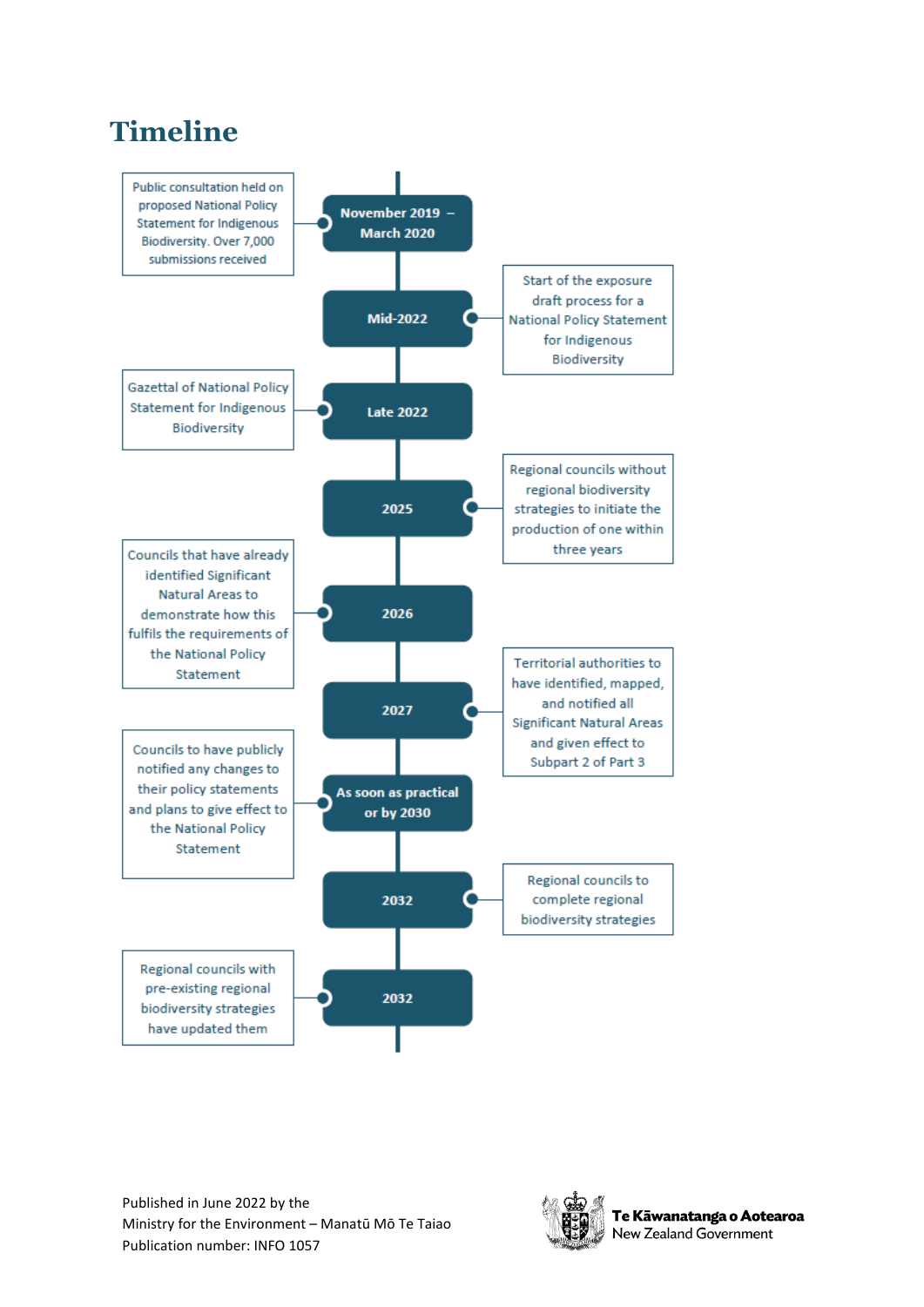# Timeline

**November 2019 – March 2020**

Public consultation held on proposed National Policy Statement for Indigenous Biodiversity. Over 7,000 submissions received

**Mid-2022**

Start of the exposure draft process for a National Policy Statement for Indigenous Biodiversity

**Late 2022**

Gazettal of National Policy Statement for Indigenous Biodiversity

**2025**

Regional councils without regional biodiversity strategies to initiate the production of one within three years

**2026**

Councils that have already identified Significant Natural Areas to demonstrate how this fulfils the requirements of the National Policy Statement

**2027**

Territorial authorities to have identified, mapped, and notified all Significant Natural Areas and given effect to Subpart 2 of Part 3

**As soon as practical or by 2030**

Councils to have publicly notified any changes to their policy statements and plans to give effect to the National Policy Statement

**2032**

Regional councils to complete regional biodiversity strategies

**2032**

Regional councils with pre-existing regional biodiversity strategies have updated them

Published in June 2022 by the
Ministry for the Environment – Manatū Mō Te Taiao
Publication number: INFO 1057

**Te Kāwanatanga o Aotearoa**
New Zealand Government